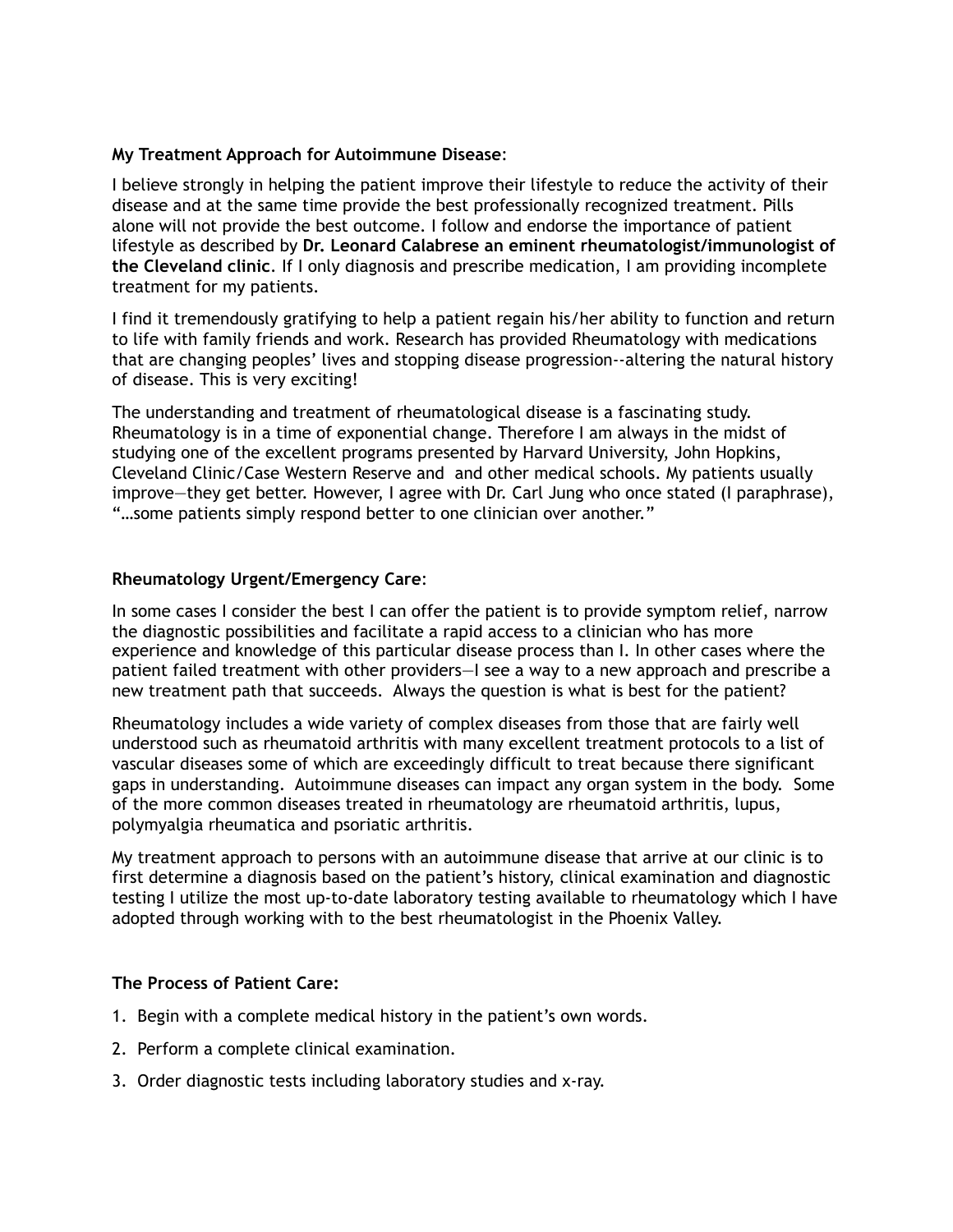**My Treatment Approach for Autoimmune Disease**:

I believe strongly in helping the patient improve their lifestyle to reduce the activity of their disease and at the same time provide the best professionally recognized treatment. Pills alone will not provide the best outcome. I follow and endorse the importance of patient lifestyle as described by **Dr. Leonard Calabrese an eminent rheumatologist/immunologist of the Cleveland clinic**. If I only diagnosis and prescribe medication, I am providing incomplete treatment for my patients.

I find it tremendously gratifying to help a patient regain his/her ability to function and return to life with family friends and work. Research has provided Rheumatology with medications that are changing peoples' lives and stopping disease progression--altering the natural history of disease. This is very exciting!

The understanding and treatment of rheumatological disease is a fascinating study. Rheumatology is in a time of exponential change. Therefore I am always in the midst of studying one of the excellent programs presented by Harvard University, John Hopkins, Cleveland Clinic/Case Western Reserve and  and other medical schools. My patients usually improve—they get better. However, I agree with Dr. Carl Jung who once stated (I paraphrase), "…some patients simply respond better to one clinician over another."

**Rheumatology Urgent/Emergency Care**:

In some cases I consider the best I can offer the patient is to provide symptom relief, narrow the diagnostic possibilities and facilitate a rapid access to a clinician who has more experience and knowledge of this particular disease process than I. In other cases where the patient failed treatment with other providers—I see a way to a new approach and prescribe a new treatment path that succeeds.  Always the question is what is best for the patient?

Rheumatology includes a wide variety of complex diseases from those that are fairly well understood such as rheumatoid arthritis with many excellent treatment protocols to a list of vascular diseases some of which are exceedingly difficult to treat because there significant gaps in understanding.  Autoimmune diseases can impact any organ system in the body.  Some of the more common diseases treated in rheumatology are rheumatoid arthritis, lupus, polymyalgia rheumatica and psoriatic arthritis.

My treatment approach to persons with an autoimmune disease that arrive at our clinic is to first determine a diagnosis based on the patient's history, clinical examination and diagnostic testing I utilize the most up-to-date laboratory testing available to rheumatology which I have adopted through working with to the best rheumatologist in the Phoenix Valley.

**The Process of Patient Care:**

1. Begin with a complete medical history in the patient's own words.
2. Perform a complete clinical examination.
3. Order diagnostic tests including laboratory studies and x-ray.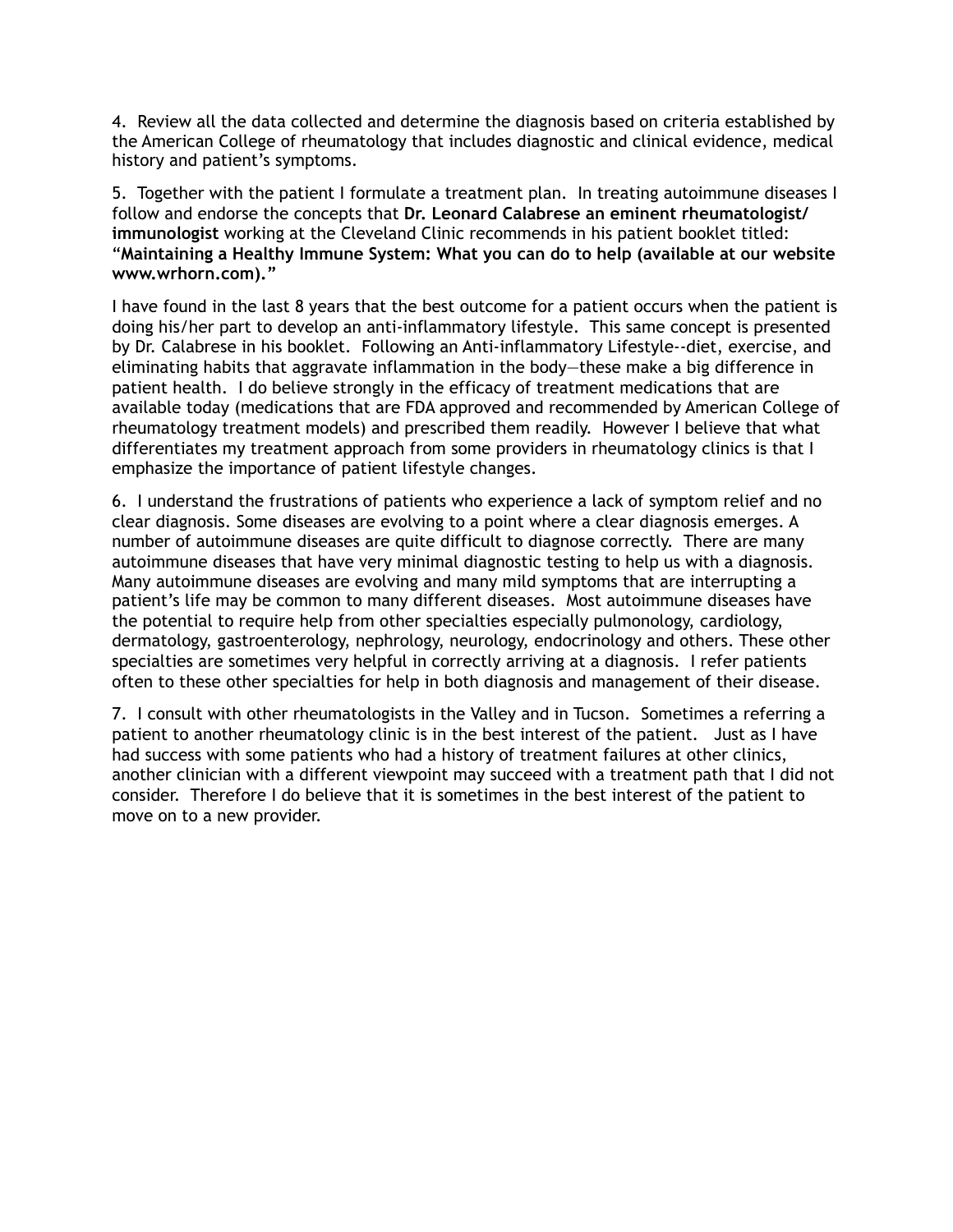4. Review all the data collected and determine the diagnosis based on criteria established by the American College of rheumatology that includes diagnostic and clinical evidence, medical history and patient's symptoms.

5. Together with the patient I formulate a treatment plan. In treating autoimmune diseases I follow and endorse the concepts that **Dr. Leonard Calabrese an eminent rheumatologist/ immunologist** working at the Cleveland Clinic recommends in his patient booklet titled: **"Maintaining a Healthy Immune System: What you can do to help (available at our website www.wrhorn.com)."**

I have found in the last 8 years that the best outcome for a patient occurs when the patient is doing his/her part to develop an anti-inflammatory lifestyle. This same concept is presented by Dr. Calabrese in his booklet. Following an Anti-inflammatory Lifestyle--diet, exercise, and eliminating habits that aggravate inflammation in the body—these make a big difference in patient health. I do believe strongly in the efficacy of treatment medications that are available today (medications that are FDA approved and recommended by American College of rheumatology treatment models) and prescribed them readily. However I believe that what differentiates my treatment approach from some providers in rheumatology clinics is that I emphasize the importance of patient lifestyle changes.

6. I understand the frustrations of patients who experience a lack of symptom relief and no clear diagnosis. Some diseases are evolving to a point where a clear diagnosis emerges. A number of autoimmune diseases are quite difficult to diagnose correctly. There are many autoimmune diseases that have very minimal diagnostic testing to help us with a diagnosis. Many autoimmune diseases are evolving and many mild symptoms that are interrupting a patient's life may be common to many different diseases. Most autoimmune diseases have the potential to require help from other specialties especially pulmonology, cardiology, dermatology, gastroenterology, nephrology, neurology, endocrinology and others. These other specialties are sometimes very helpful in correctly arriving at a diagnosis. I refer patients often to these other specialties for help in both diagnosis and management of their disease.

7. I consult with other rheumatologists in the Valley and in Tucson. Sometimes a referring a patient to another rheumatology clinic is in the best interest of the patient. Just as I have had success with some patients who had a history of treatment failures at other clinics, another clinician with a different viewpoint may succeed with a treatment path that I did not consider. Therefore I do believe that it is sometimes in the best interest of the patient to move on to a new provider.